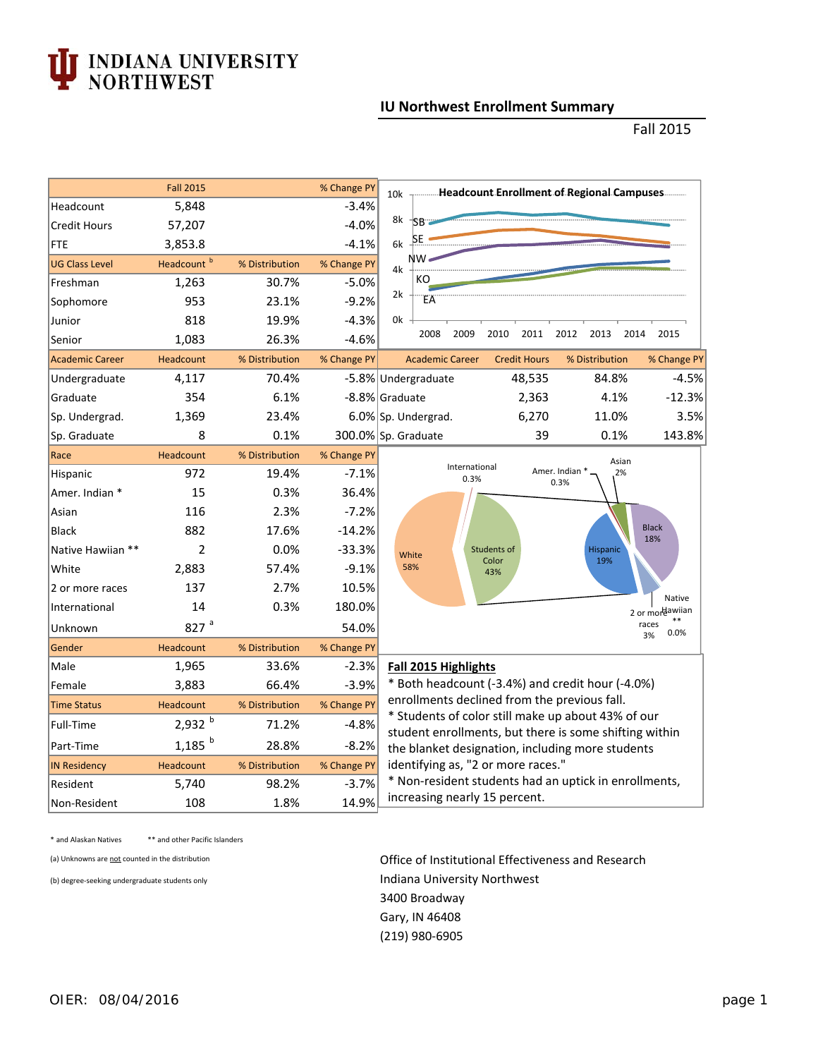# INDIANA UNIVERSITY NORTHWEST

## IU Northwest Enrollment Summary

Fall 2015

| | Fall 2015 | | % Change PY |
|---|---|---|---|
| Headcount | 5,848 | | -3.4% |
| Credit Hours | 57,207 | | -4.0% |
| FTE | 3,853.8 | | -4.1% |
| **UG Class Level** | **Headcount [b]** | **% Distribution** | **% Change PY** |
| Freshman | 1,263 | 30.7% | -5.0% |
| Sophomore | 953 | 23.1% | -9.2% |
| Junior | 818 | 19.9% | -4.3% |
| Senior | 1,083 | 26.3% | -4.6% |
| **Academic Career** | **Headcount** | **% Distribution** | **% Change PY** |
| Undergraduate | 4,117 | 70.4% | -5.8% |
| Graduate | 354 | 6.1% | -8.8% |
| Sp. Undergrad. | 1,369 | 23.4% | 6.0% |
| Sp. Graduate | 8 | 0.1% | 300.0% |
| **Race** | **Headcount** | **% Distribution** | **% Change PY** |
| Hispanic | 972 | 19.4% | -7.1% |
| Amer. Indian * | 15 | 0.3% | 36.4% |
| Asian | 116 | 2.3% | -7.2% |
| Black | 882 | 17.6% | -14.2% |
| Native Hawiian ** | 2 | 0.0% | -33.3% |
| White | 2,883 | 57.4% | -9.1% |
| 2 or more races | 137 | 2.7% | 10.5% |
| International | 14 | 0.3% | 180.0% |
| Unknown | 827 [a] | | 54.0% |
| **Gender** | **Headcount** | **% Distribution** | **% Change PY** |
| Male | 1,965 | 33.6% | -2.3% |
| Female | 3,883 | 66.4% | -3.9% |
| **Time Status** | **Headcount** | **% Distribution** | **% Change PY** |
| Full-Time | 2,932 [b] | 71.2% | -4.8% |
| Part-Time | 1,185 [b] | 28.8% | -8.2% |
| **IN Residency** | **Headcount** | **% Distribution** | **% Change PY** |
| Resident | 5,740 | 98.2% | -3.7% |
| Non-Resident | 108 | 1.8% | 14.9% |

**Headcount Enrollment of Regional Campuses** (chart: SB, SE, NW, KO, EA, 2008–2015, 0k–10k)

| Academic Career | Credit Hours | % Distribution | % Change PY |
|---|---|---|---|
| Undergraduate | 48,535 | 84.8% | -4.5% |
| Graduate | 2,363 | 4.1% | -12.3% |
| Sp. Undergrad. | 6,270 | 11.0% | 3.5% |
| Sp. Graduate | 39 | 0.1% | 143.8% |

(Chart: White 58%; Students of Color 43%; International 0.3%; Amer. Indian * 0.3%; Asian 2%; Black 18%; Hispanic 19%; 2 or more races 3%; Native Hawiian ** 0.0%)

### Fall 2015 Highlights

* Both headcount (-3.4%) and credit hour (-4.0%) enrollments declined from the previous fall.
* Students of color still make up about 43% of our student enrollments, but there is some shifting within the blanket designation, including more students identifying as, "2 or more races."
* Non-resident students had an uptick in enrollments, increasing nearly 15 percent.

\* and Alaskan Natives  \*\* and other Pacific Islanders

(a) Unknowns are not counted in the distribution

(b) degree-seeking undergraduate students only

Office of Institutional Effectiveness and Research
Indiana University Northwest
3400 Broadway
Gary, IN 46408
(219) 980-6905

OIER: 08/04/2016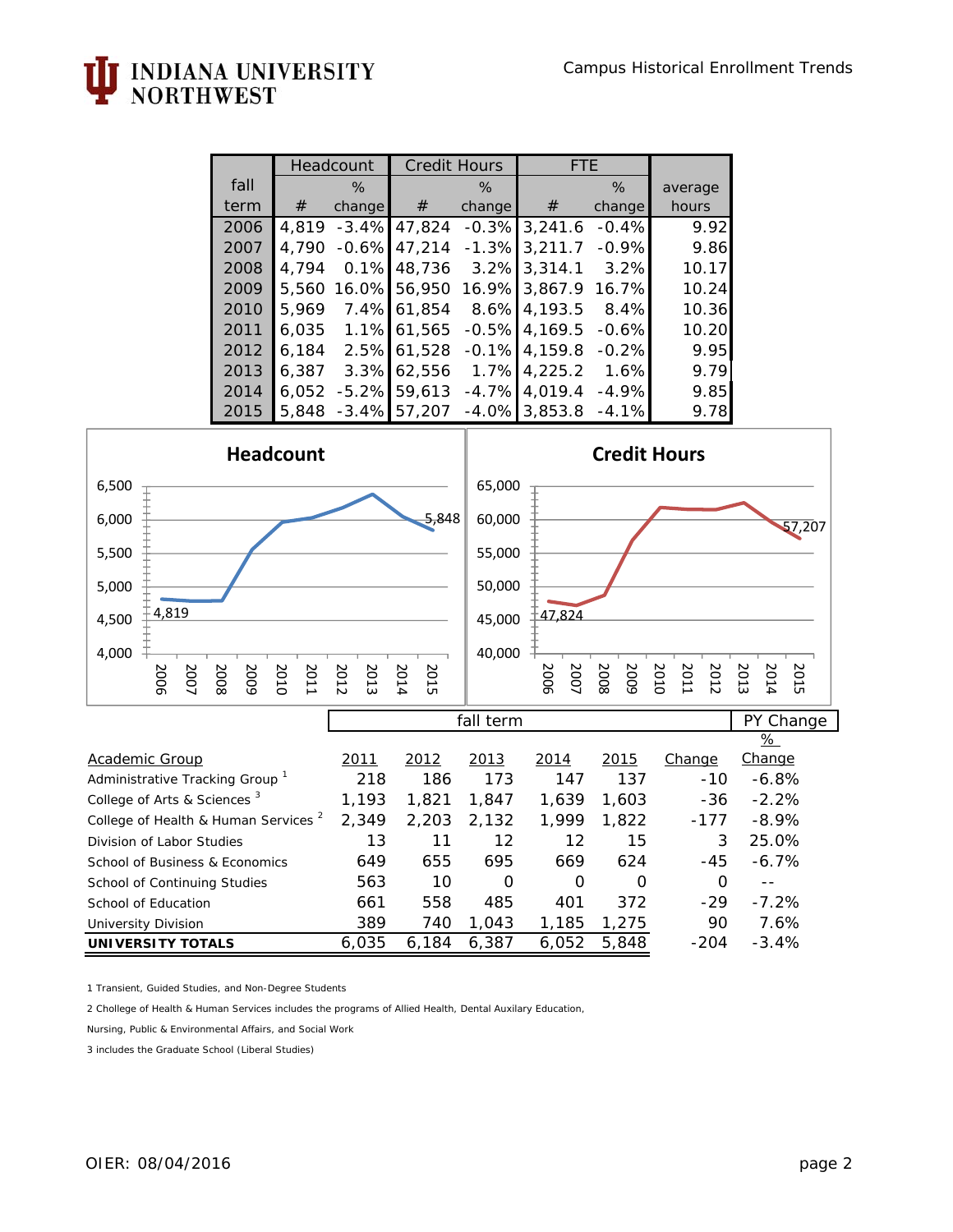# INDIANA UNIVERSITY NORTHWEST

Campus Historical Enrollment Trends

| fall term | Headcount # | Headcount % change | Credit Hours # | Credit Hours % change | FTE # | FTE % change | average hours |
|---|---|---|---|---|---|---|---|
| 2006 | 4,819 | -3.4% | 47,824 | -0.3% | 3,241.6 | -0.4% | 9.92 |
| 2007 | 4,790 | -0.6% | 47,214 | -1.3% | 3,211.7 | -0.9% | 9.86 |
| 2008 | 4,794 | 0.1% | 48,736 | 3.2% | 3,314.1 | 3.2% | 10.17 |
| 2009 | 5,560 | 16.0% | 56,950 | 16.9% | 3,867.9 | 16.7% | 10.24 |
| 2010 | 5,969 | 7.4% | 61,854 | 8.6% | 4,193.5 | 8.4% | 10.36 |
| 2011 | 6,035 | 1.1% | 61,565 | -0.5% | 4,169.5 | -0.6% | 10.20 |
| 2012 | 6,184 | 2.5% | 61,528 | -0.1% | 4,159.8 | -0.2% | 9.95 |
| 2013 | 6,387 | 3.3% | 62,556 | 1.7% | 4,225.2 | 1.6% | 9.79 |
| 2014 | 6,052 | -5.2% | 59,613 | -4.7% | 4,019.4 | -4.9% | 9.85 |
| 2015 | 5,848 | -3.4% | 57,207 | -4.0% | 3,853.8 | -4.1% | 9.78 |

**Headcount**

6,500
6,000
5,500
5,000
4,500
4,000
4,819
5,848
2006 2007 2008 2009 2010 2011 2012 2013 2014 2015

**Credit Hours**

65,000
60,000
55,000
50,000
45,000
40,000
47,824
57,207
2006 2007 2008 2009 2010 2011 2012 2013 2014 2015

| Academic Group | 2011 | 2012 | 2013 | 2014 | 2015 | PY Change: Change | PY Change: % Change |
|---|---|---|---|---|---|---|---|
| Administrative Tracking Group [1] | 218 | 186 | 173 | 147 | 137 | -10 | -6.8% |
| College of Arts & Sciences [3] | 1,193 | 1,821 | 1,847 | 1,639 | 1,603 | -36 | -2.2% |
| College of Health & Human Services [2] | 2,349 | 2,203 | 2,132 | 1,999 | 1,822 | -177 | -8.9% |
| Division of Labor Studies | 13 | 11 | 12 | 12 | 15 | 3 | 25.0% |
| School of Business & Economics | 649 | 655 | 695 | 669 | 624 | -45 | -6.7% |
| School of Continuing Studies | 563 | 10 | 0 | 0 | 0 | 0 | -- |
| School of Education | 661 | 558 | 485 | 401 | 372 | -29 | -7.2% |
| University Division | 389 | 740 | 1,043 | 1,185 | 1,275 | 90 | 7.6% |
| **UNIVERSITY TOTALS** | 6,035 | 6,184 | 6,387 | 6,052 | 5,848 | -204 | -3.4% |

1 Transient, Guided Studies, and Non-Degree Students

2 Chollege of Health & Human Services includes the programs of Allied Health, Dental Auxilary Education, Nursing, Public & Environmental Affairs, and Social Work

3 includes the Graduate School (Liberal Studies)

OIER: 08/04/2016